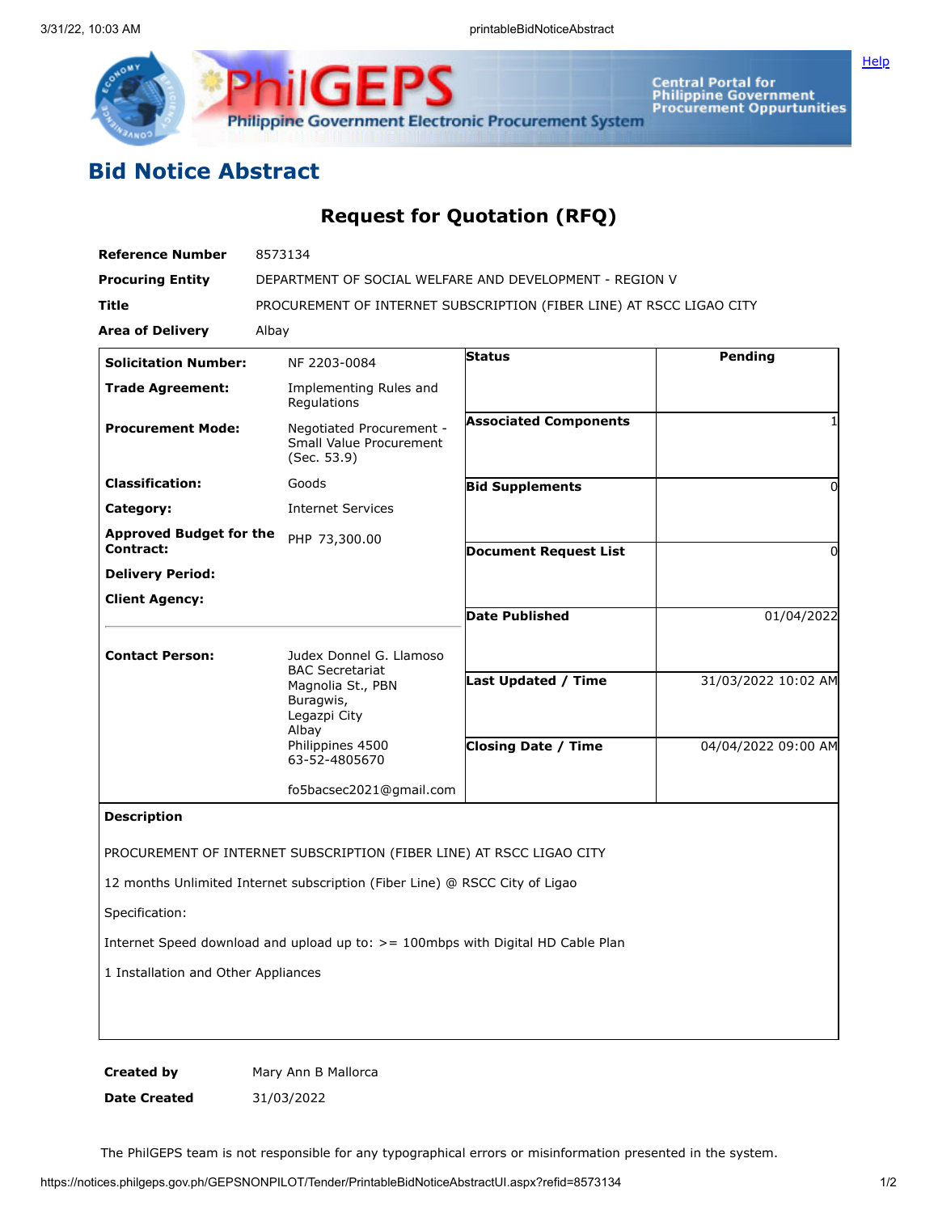# Bid Notice Abstract

## Request for Quotation (RFQ)

| | |
|---|---|
| **Reference Number** | 8573134 |
| **Procuring Entity** | DEPARTMENT OF SOCIAL WELFARE AND DEVELOPMENT - REGION V |
| **Title** | PROCUREMENT OF INTERNET SUBSCRIPTION (FIBER LINE) AT RSCC LIGAO CITY |
| **Area of Delivery** | Albay |

| | |
|---|---|
| **Solicitation Number:** | NF 2203-0084 |
| **Trade Agreement:** | Implementing Rules and Regulations |
| **Procurement Mode:** | Negotiated Procurement - Small Value Procurement (Sec. 53.9) |
| **Classification:** | Goods |
| **Category:** | Internet Services |
| **Approved Budget for the Contract:** | PHP 73,300.00 |
| **Delivery Period:** | |
| **Client Agency:** | |
| **Contact Person:** | Judex Donnel G. Llamoso<br>BAC Secretariat<br>Magnolia St., PBN<br>Buragwis,<br>Legazpi City<br>Albay<br>Philippines 4500<br>63-52-4805670<br><br>fo5bacsec2021@gmail.com |

| | |
|---|---|
| **Status** | Pending |
| **Associated Components** | 1 |
| **Bid Supplements** | 0 |
| **Document Request List** | 0 |
| **Date Published** | 01/04/2022 |
| **Last Updated / Time** | 31/03/2022 10:02 AM |
| **Closing Date / Time** | 04/04/2022 09:00 AM |

**Description**

PROCUREMENT OF INTERNET SUBSCRIPTION (FIBER LINE) AT RSCC LIGAO CITY

12 months Unlimited Internet subscription (Fiber Line) @ RSCC City of Ligao

Specification:

Internet Speed download and upload up to: >= 100mbps with Digital HD Cable Plan

1 Installation and Other Appliances

| | |
|---|---|
| **Created by** | Mary Ann B Mallorca |
| **Date Created** | 31/03/2022 |

The PhilGEPS team is not responsible for any typographical errors or misinformation presented in the system.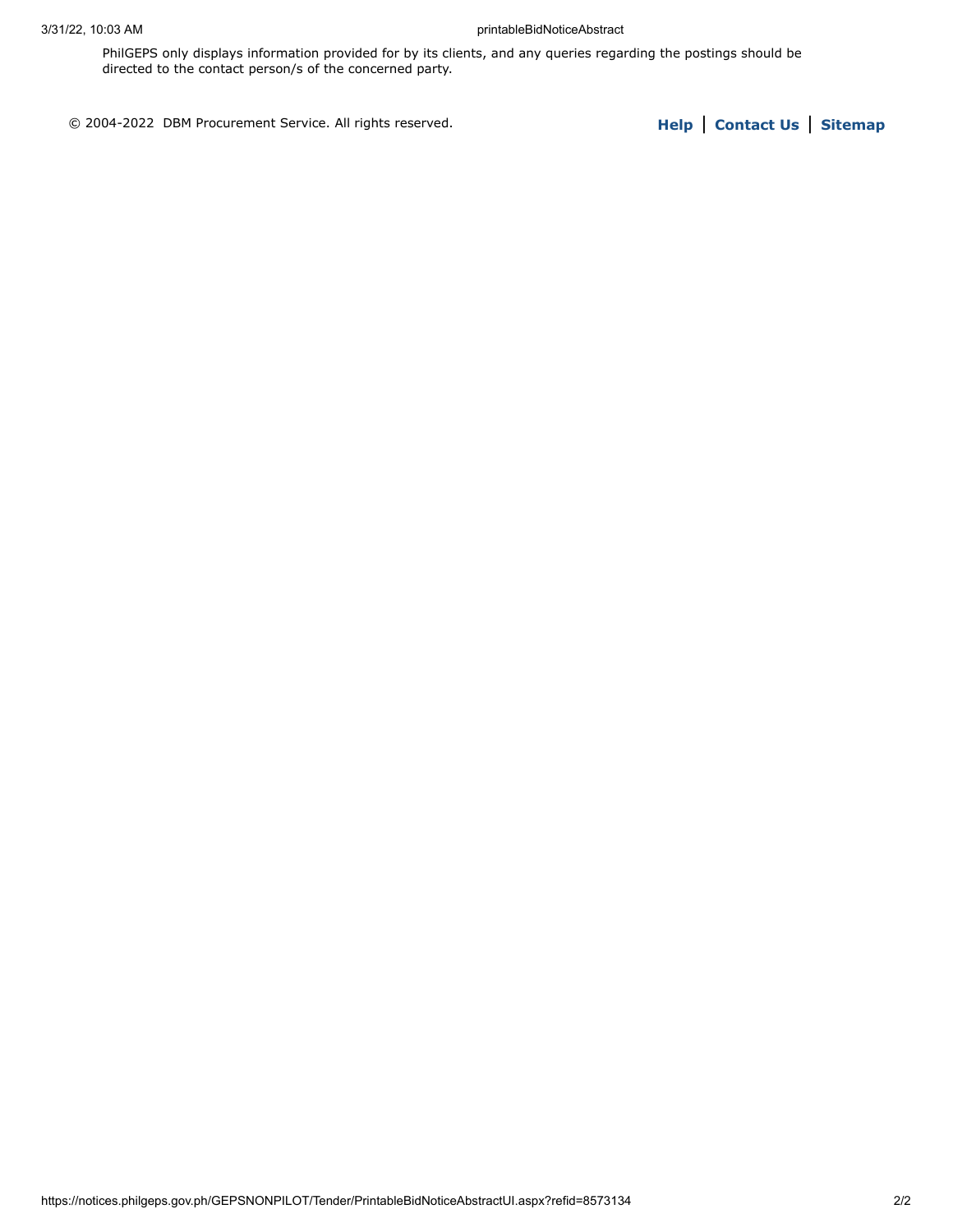PhilGEPS only displays information provided for by its clients, and any queries regarding the postings should be directed to the contact person/s of the concerned party.

© 2004-2022 DBM Procurement Service. All rights reserved.

**Help** | **Contact Us** | **Sitemap**